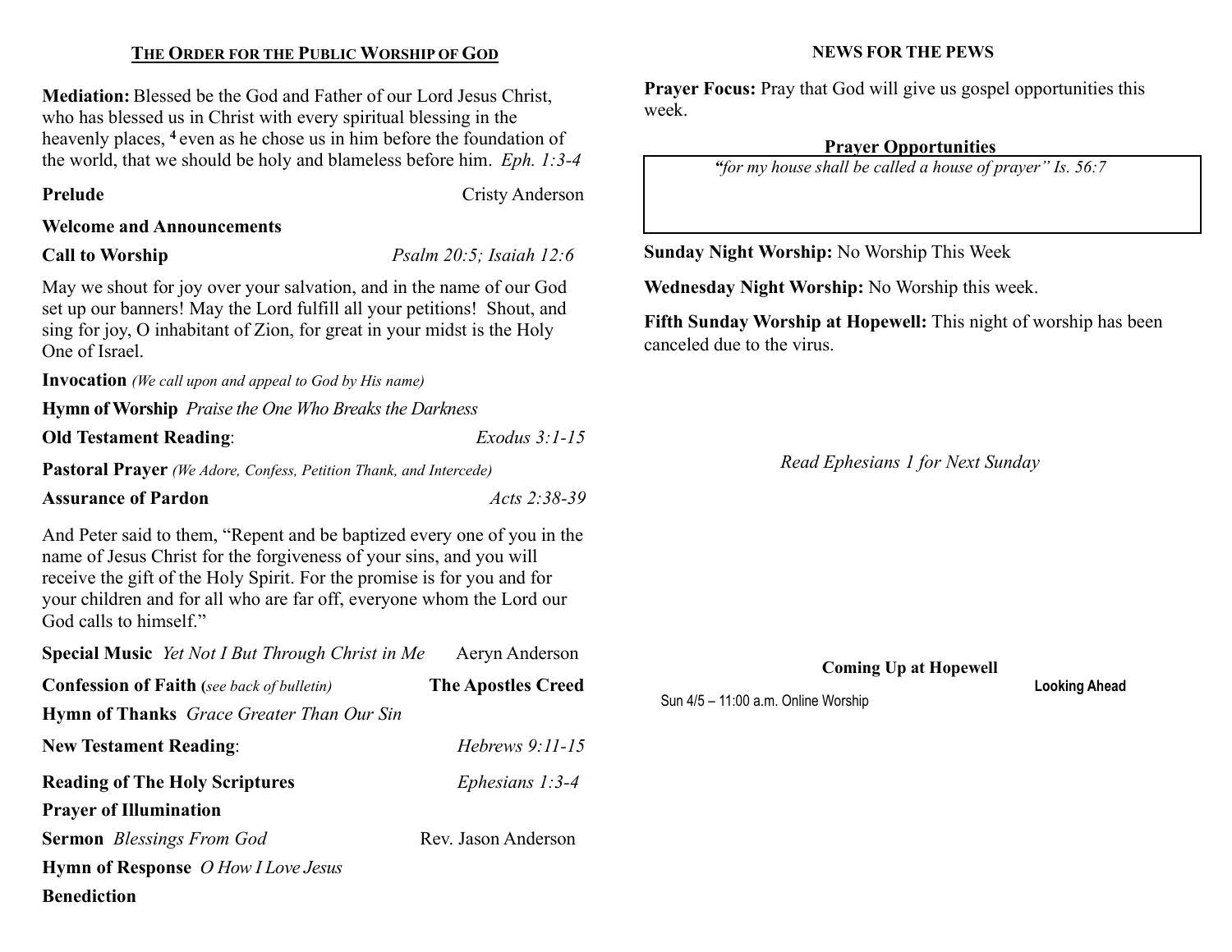## The Order for the Public Worship of God

**Mediation:** Blessed be the God and Father of our Lord Jesus Christ, who has blessed us in Christ with every spiritual blessing in the heavenly places, [4] even as he chose us in him before the foundation of the world, that we should be holy and blameless before him. *Eph. 1:3-4*

**Prelude** Cristy Anderson

**Welcome and Announcements**

**Call to Worship** *Psalm 20:5; Isaiah 12:6*

May we shout for joy over your salvation, and in the name of our God set up our banners! May the Lord fulfill all your petitions! Shout, and sing for joy, O inhabitant of Zion, for great in your midst is the Holy One of Israel.

**Invocation** *(We call upon and appeal to God by His name)*

**Hymn of Worship** *Praise the One Who Breaks the Darkness*

**Old Testament Reading**: *Exodus 3:1-15*

**Pastoral Prayer** *(We Adore, Confess, Petition Thank, and Intercede)*

**Assurance of Pardon** *Acts 2:38-39*

And Peter said to them, "Repent and be baptized every one of you in the name of Jesus Christ for the forgiveness of your sins, and you will receive the gift of the Holy Spirit. For the promise is for you and for your children and for all who are far off, everyone whom the Lord our God calls to himself."

**Special Music** *Yet Not I But Through Christ in Me* Aeryn Anderson

**Confession of Faith** *(see back of bulletin)* **The Apostles Creed**

**Hymn of Thanks** *Grace Greater Than Our Sin*

**New Testament Reading**: *Hebrews 9:11-15*

**Reading of The Holy Scriptures** *Ephesians 1:3-4*

**Prayer of Illumination**

**Sermon** *Blessings From God* Rev. Jason Anderson

**Hymn of Response** *O How I Love Jesus*

**Benediction**

## NEWS FOR THE PEWS

**Prayer Focus:** Pray that God will give us gospel opportunities this week.

**Prayer Opportunities**

*"for my house shall be called a house of prayer" Is. 56:7*

**Sunday Night Worship:** No Worship This Week

**Wednesday Night Worship:** No Worship this week.

**Fifth Sunday Worship at Hopewell:** This night of worship has been canceled due to the virus.

*Read Ephesians 1 for Next Sunday*

**Coming Up at Hopewell**

**Looking Ahead**

Sun 4/5 – 11:00 a.m. Online Worship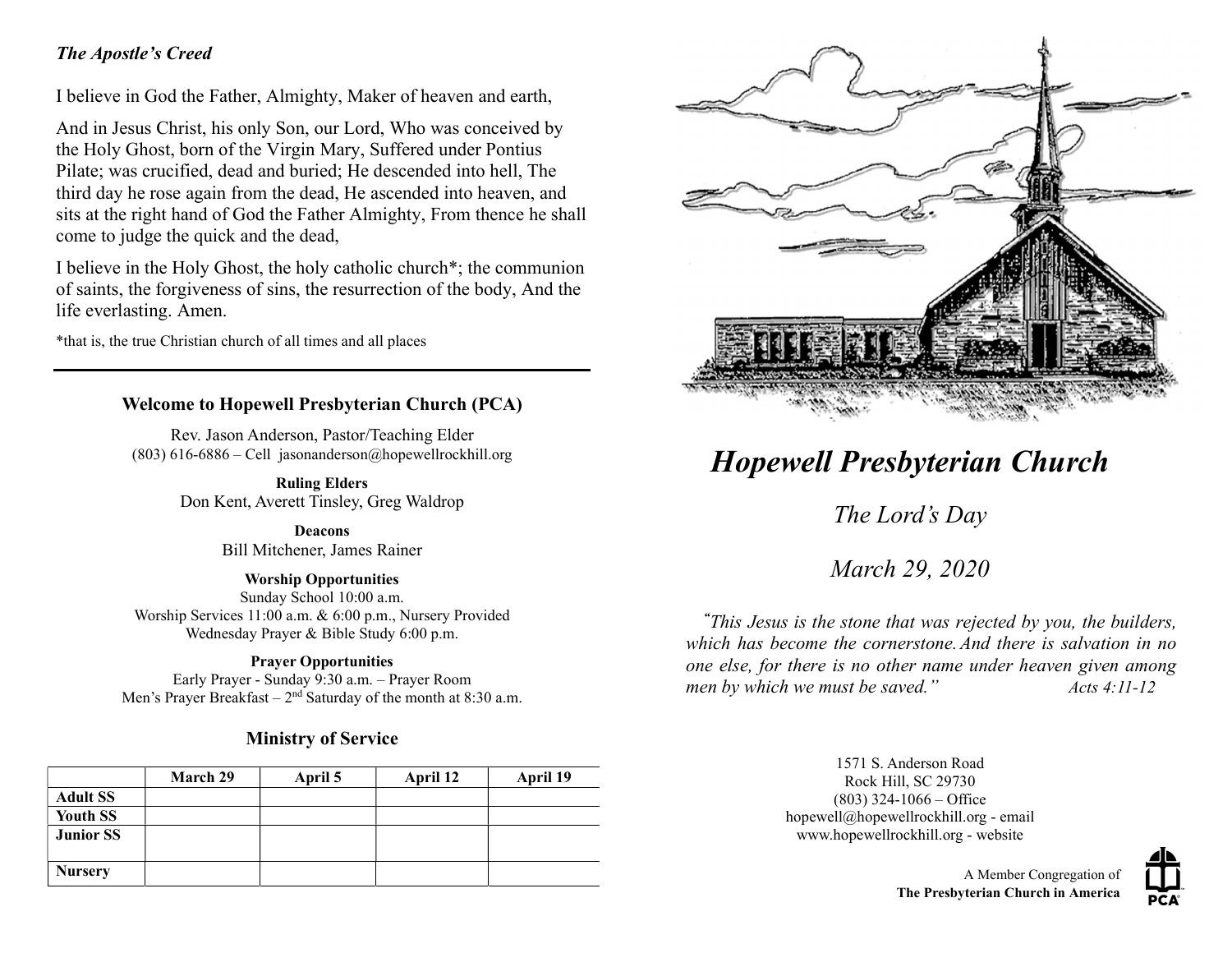*The Apostle's Creed*

I believe in God the Father, Almighty, Maker of heaven and earth,

And in Jesus Christ, his only Son, our Lord, Who was conceived by the Holy Ghost, born of the Virgin Mary, Suffered under Pontius Pilate; was crucified, dead and buried; He descended into hell, The third day he rose again from the dead, He ascended into heaven, and sits at the right hand of God the Father Almighty, From thence he shall come to judge the quick and the dead,

I believe in the Holy Ghost, the holy catholic church*; the communion of saints, the forgiveness of sins, the resurrection of the body, And the life everlasting. Amen.

*that is, the true Christian church of all times and all places

---

### Welcome to Hopewell Presbyterian Church (PCA)

Rev. Jason Anderson, Pastor/Teaching Elder
(803) 616-6886 – Cell jasonanderson@hopewellrockhill.org

**Ruling Elders**
Don Kent, Averett Tinsley, Greg Waldrop

**Deacons**
Bill Mitchener, James Rainer

**Worship Opportunities**
Sunday School 10:00 a.m.
Worship Services 11:00 a.m. & 6:00 p.m., Nursery Provided
Wednesday Prayer & Bible Study 6:00 p.m.

**Prayer Opportunities**
Early Prayer - Sunday 9:30 a.m. – Prayer Room
Men's Prayer Breakfast – 2nd Saturday of the month at 8:30 a.m.

### Ministry of Service

| | March 29 | April 5 | April 12 | April 19 |
|---|---|---|---|---|
| **Adult SS** | | | | |
| **Youth SS** | | | | |
| **Junior SS** | | | | |
| **Nursery** | | | | |

# *Hopewell Presbyterian Church*

*The Lord's Day*

*March 29, 2020*

*"This Jesus is the stone that was rejected by you, the builders, which has become the cornerstone. And there is salvation in no one else, for there is no other name under heaven given among men by which we must be saved."* *Acts 4:11-12*

1571 S. Anderson Road
Rock Hill, SC 29730
(803) 324-1066 – Office
hopewell@hopewellrockhill.org - email
www.hopewellrockhill.org - website

A Member Congregation of
**The Presbyterian Church in America**